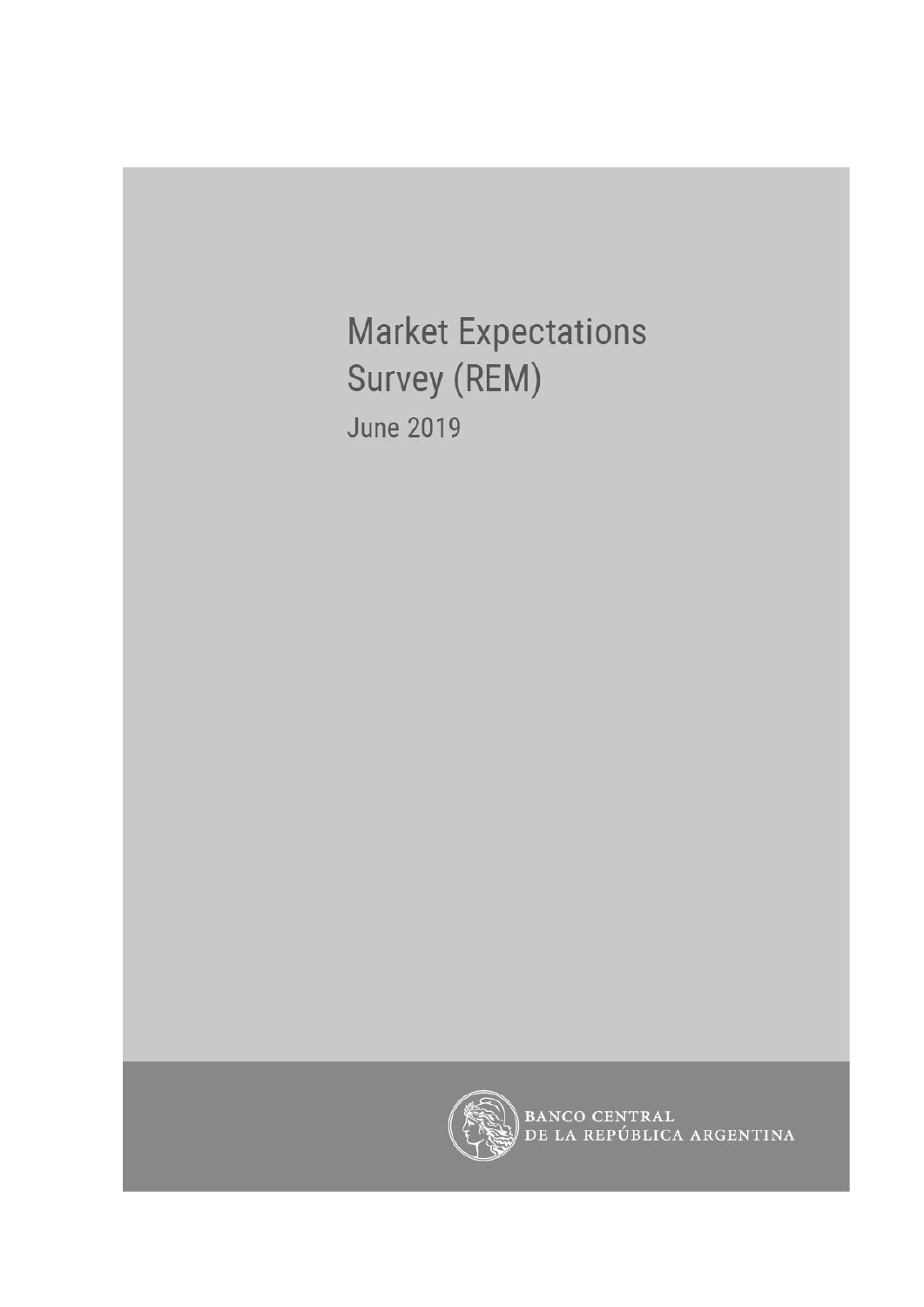# Market Expectations Survey (REM)

June 2019

BANCO CENTRAL
DE LA REPÚBLICA ARGENTINA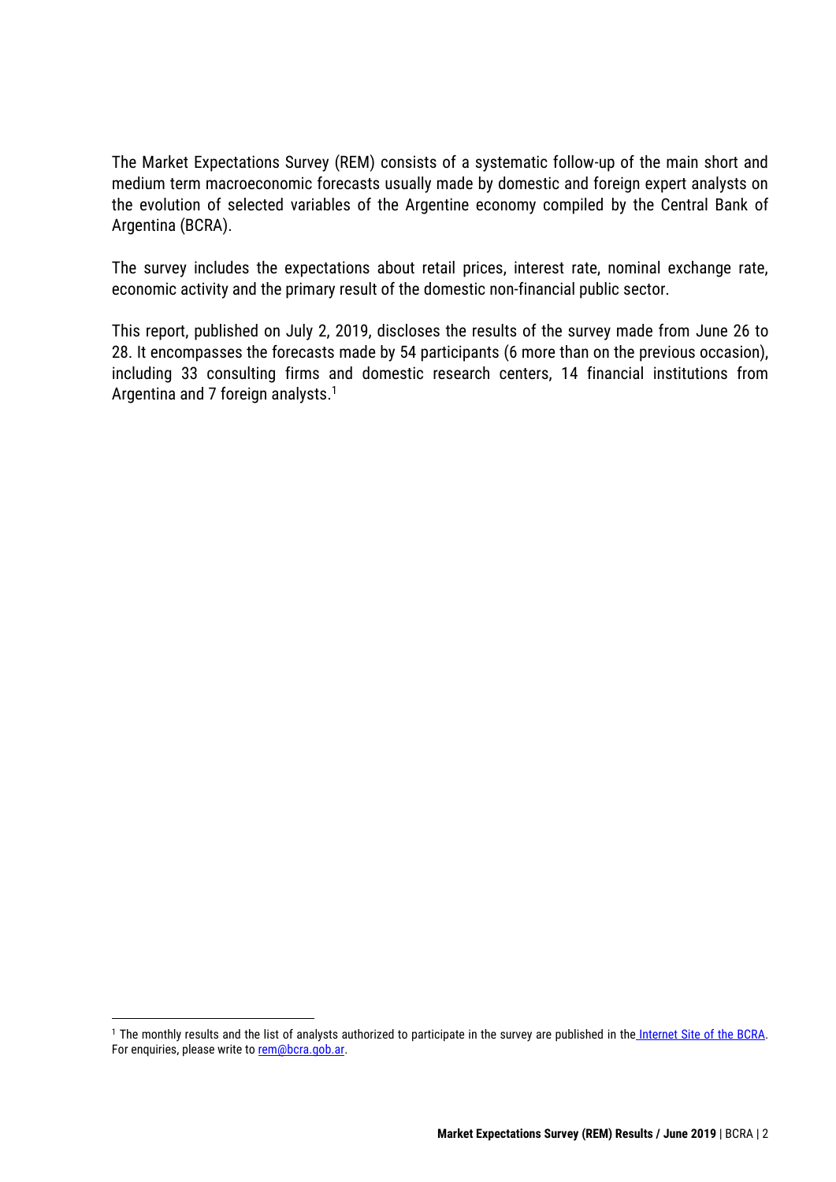The Market Expectations Survey (REM) consists of a systematic follow-up of the main short and medium term macroeconomic forecasts usually made by domestic and foreign expert analysts on the evolution of selected variables of the Argentine economy compiled by the Central Bank of Argentina (BCRA).

The survey includes the expectations about retail prices, interest rate, nominal exchange rate, economic activity and the primary result of the domestic non-financial public sector.

This report, published on July 2, 2019, discloses the results of the survey made from June 26 to 28. It encompasses the forecasts made by 54 participants (6 more than on the previous occasion), including 33 consulting firms and domestic research centers, 14 financial institutions from Argentina and 7 foreign analysts.[1]

[1] The monthly results and the list of analysts authorized to participate in the survey are published in the Internet Site of the BCRA. For enquiries, please write to rem@bcra.gob.ar.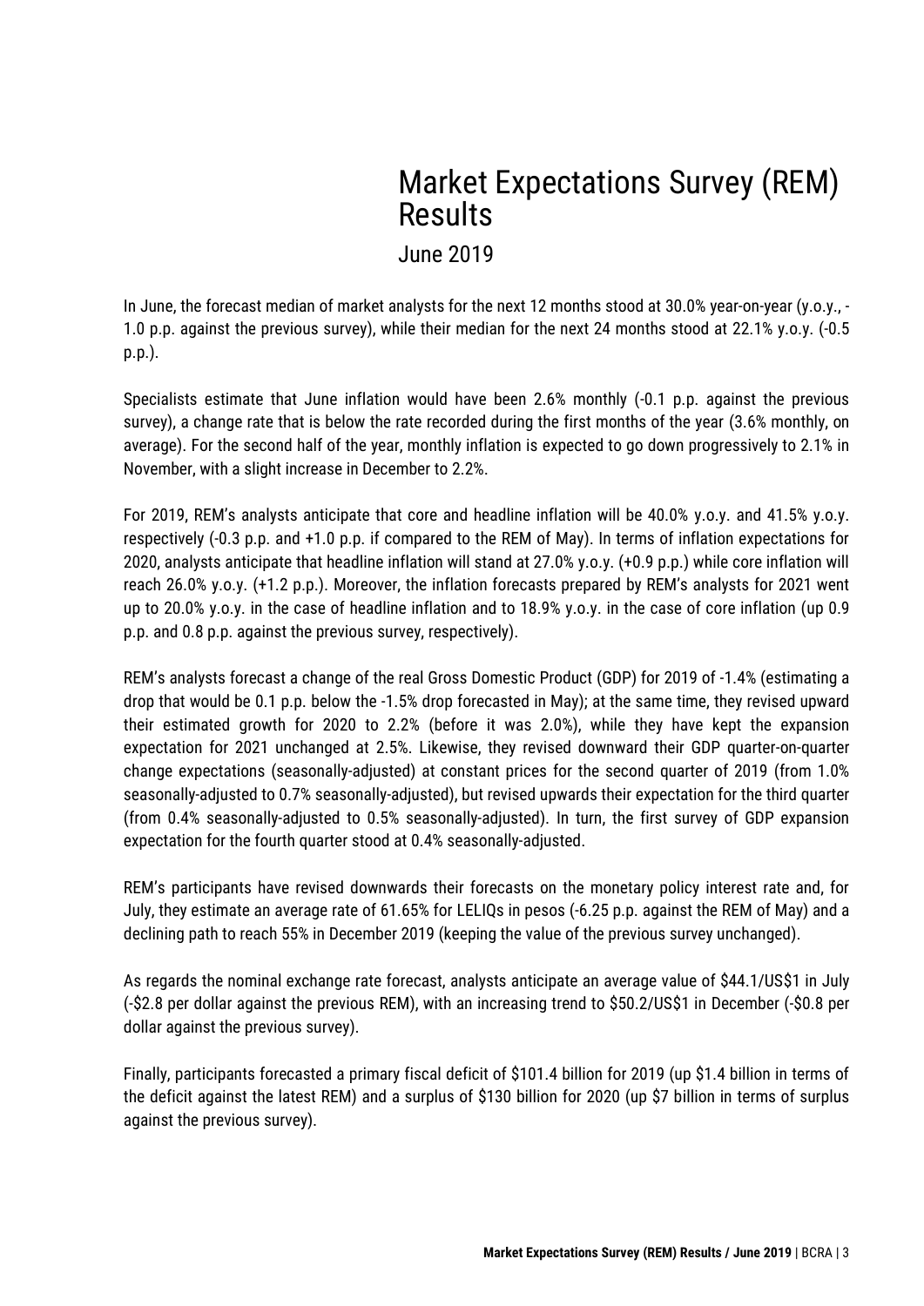# Market Expectations Survey (REM) Results

## June 2019

In June, the forecast median of market analysts for the next 12 months stood at 30.0% year-on-year (y.o.y., -1.0 p.p. against the previous survey), while their median for the next 24 months stood at 22.1% y.o.y. (-0.5 p.p.).

Specialists estimate that June inflation would have been 2.6% monthly (-0.1 p.p. against the previous survey), a change rate that is below the rate recorded during the first months of the year (3.6% monthly, on average). For the second half of the year, monthly inflation is expected to go down progressively to 2.1% in November, with a slight increase in December to 2.2%.

For 2019, REM's analysts anticipate that core and headline inflation will be 40.0% y.o.y. and 41.5% y.o.y. respectively (-0.3 p.p. and +1.0 p.p. if compared to the REM of May). In terms of inflation expectations for 2020, analysts anticipate that headline inflation will stand at 27.0% y.o.y. (+0.9 p.p.) while core inflation will reach 26.0% y.o.y. (+1.2 p.p.). Moreover, the inflation forecasts prepared by REM's analysts for 2021 went up to 20.0% y.o.y. in the case of headline inflation and to 18.9% y.o.y. in the case of core inflation (up 0.9 p.p. and 0.8 p.p. against the previous survey, respectively).

REM's analysts forecast a change of the real Gross Domestic Product (GDP) for 2019 of -1.4% (estimating a drop that would be 0.1 p.p. below the -1.5% drop forecasted in May); at the same time, they revised upward their estimated growth for 2020 to 2.2% (before it was 2.0%), while they have kept the expansion expectation for 2021 unchanged at 2.5%. Likewise, they revised downward their GDP quarter-on-quarter change expectations (seasonally-adjusted) at constant prices for the second quarter of 2019 (from 1.0% seasonally-adjusted to 0.7% seasonally-adjusted), but revised upwards their expectation for the third quarter (from 0.4% seasonally-adjusted to 0.5% seasonally-adjusted). In turn, the first survey of GDP expansion expectation for the fourth quarter stood at 0.4% seasonally-adjusted.

REM's participants have revised downwards their forecasts on the monetary policy interest rate and, for July, they estimate an average rate of 61.65% for LELIQs in pesos (-6.25 p.p. against the REM of May) and a declining path to reach 55% in December 2019 (keeping the value of the previous survey unchanged).

As regards the nominal exchange rate forecast, analysts anticipate an average value of $44.1/US$1 in July (-$2.8 per dollar against the previous REM), with an increasing trend to $50.2/US$1 in December (-$0.8 per dollar against the previous survey).

Finally, participants forecasted a primary fiscal deficit of $101.4 billion for 2019 (up $1.4 billion in terms of the deficit against the latest REM) and a surplus of $130 billion for 2020 (up $7 billion in terms of surplus against the previous survey).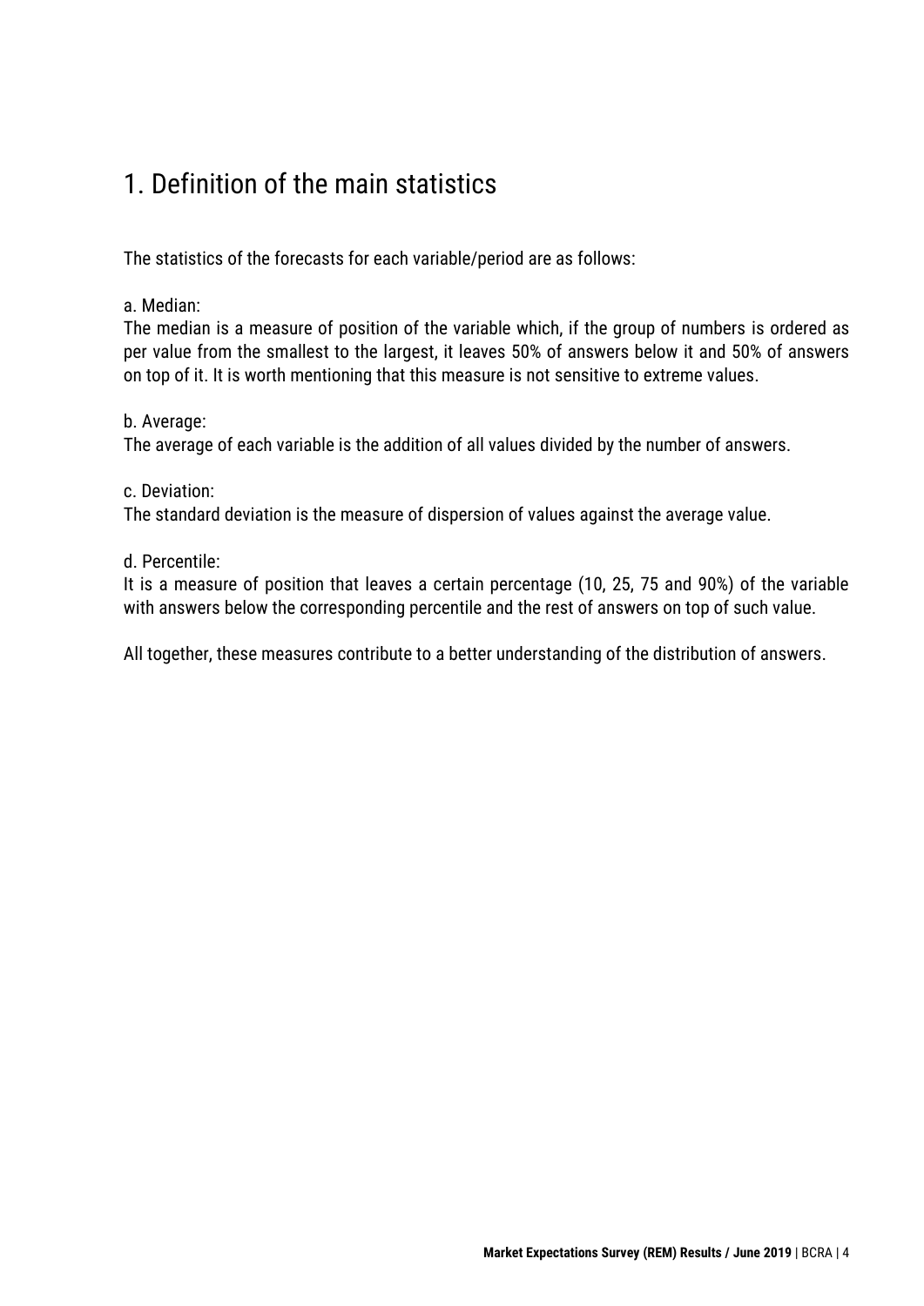# 1. Definition of the main statistics

The statistics of the forecasts for each variable/period are as follows:

a. Median:

The median is a measure of position of the variable which, if the group of numbers is ordered as per value from the smallest to the largest, it leaves 50% of answers below it and 50% of answers on top of it. It is worth mentioning that this measure is not sensitive to extreme values.

b. Average:

The average of each variable is the addition of all values divided by the number of answers.

c. Deviation:

The standard deviation is the measure of dispersion of values against the average value.

d. Percentile:

It is a measure of position that leaves a certain percentage (10, 25, 75 and 90%) of the variable with answers below the corresponding percentile and the rest of answers on top of such value.

All together, these measures contribute to a better understanding of the distribution of answers.